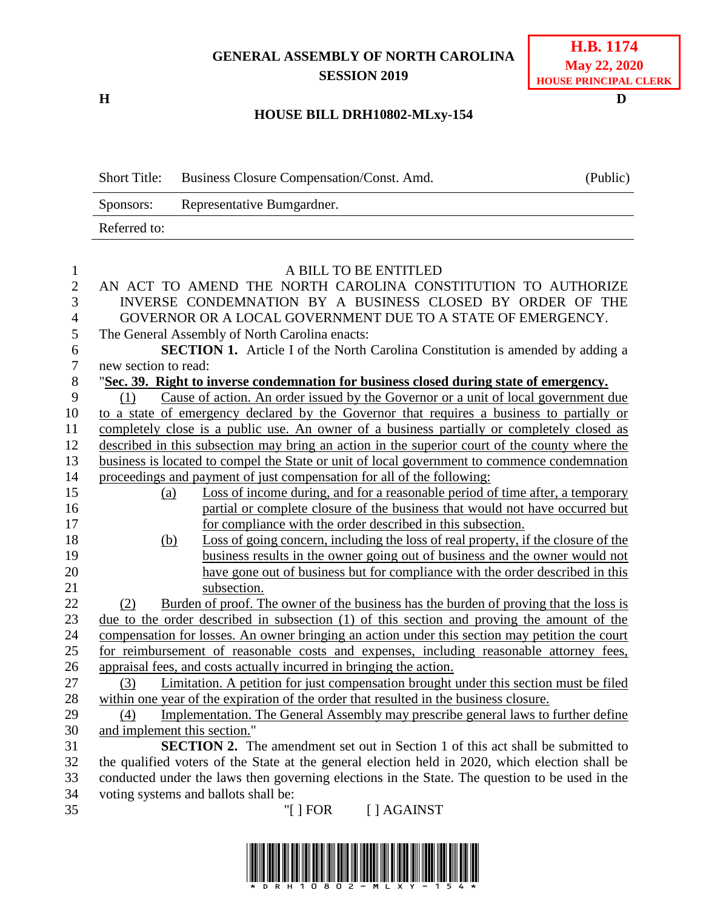**GENERAL ASSEMBLY OF NORTH CAROLINA**
**SESSION 2019**

**H.B. 1174**
**May 22, 2020**
**HOUSE PRINCIPAL CLERK**

**H** **D**

**HOUSE BILL DRH10802-MLxy-154**

| Short Title: | Business Closure Compensation/Const. Amd. | (Public) |
|---|---|---|
| Sponsors: | Representative Bumgardner. | |
| Referred to: | | |

A BILL TO BE ENTITLED

AN ACT TO AMEND THE NORTH CAROLINA CONSTITUTION TO AUTHORIZE INVERSE CONDEMNATION BY A BUSINESS CLOSED BY ORDER OF THE GOVERNOR OR A LOCAL GOVERNMENT DUE TO A STATE OF EMERGENCY.

The General Assembly of North Carolina enacts:

**SECTION 1.** Article I of the North Carolina Constitution is amended by adding a new section to read:

"**Sec. 39. Right to inverse condemnation for business closed during state of emergency.**

(1) Cause of action. An order issued by the Governor or a unit of local government due to a state of emergency declared by the Governor that requires a business to partially or completely close is a public use. An owner of a business partially or completely closed as described in this subsection may bring an action in the superior court of the county where the business is located to compel the State or unit of local government to commence condemnation proceedings and payment of just compensation for all of the following:

(a) Loss of income during, and for a reasonable period of time after, a temporary partial or complete closure of the business that would not have occurred but for compliance with the order described in this subsection.

(b) Loss of going concern, including the loss of real property, if the closure of the business results in the owner going out of business and the owner would not have gone out of business but for compliance with the order described in this subsection.

(2) Burden of proof. The owner of the business has the burden of proving that the loss is due to the order described in subsection (1) of this section and proving the amount of the compensation for losses. An owner bringing an action under this section may petition the court for reimbursement of reasonable costs and expenses, including reasonable attorney fees, appraisal fees, and costs actually incurred in bringing the action.

(3) Limitation. A petition for just compensation brought under this section must be filed within one year of the expiration of the order that resulted in the business closure.

(4) Implementation. The General Assembly may prescribe general laws to further define and implement this section."

**SECTION 2.** The amendment set out in Section 1 of this act shall be submitted to the qualified voters of the State at the general election held in 2020, which election shall be conducted under the laws then governing elections in the State. The question to be used in the voting systems and ballots shall be:

"[ ] FOR [ ] AGAINST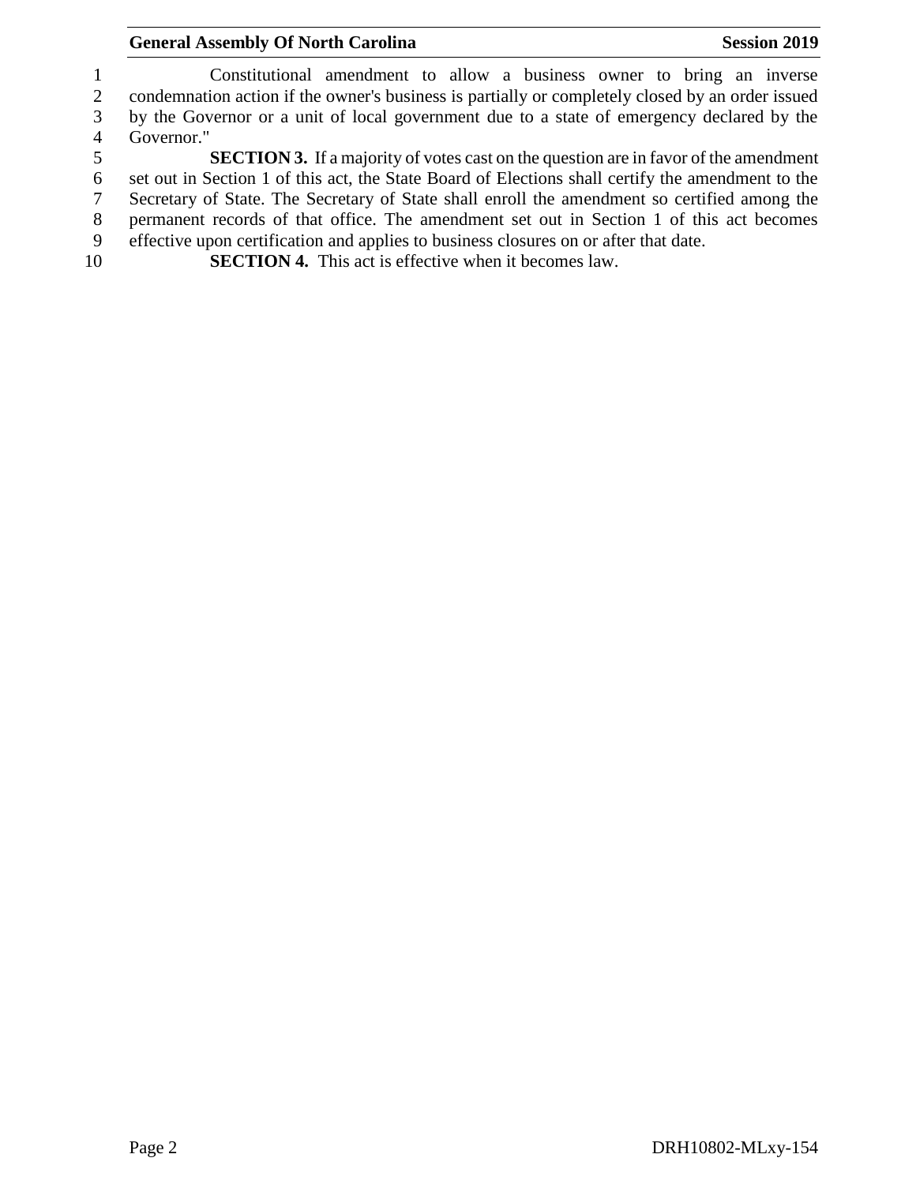Constitutional amendment to allow a business owner to bring an inverse condemnation action if the owner's business is partially or completely closed by an order issued by the Governor or a unit of local government due to a state of emergency declared by the Governor."

**SECTION 3.** If a majority of votes cast on the question are in favor of the amendment set out in Section 1 of this act, the State Board of Elections shall certify the amendment to the Secretary of State. The Secretary of State shall enroll the amendment so certified among the permanent records of that office. The amendment set out in Section 1 of this act becomes effective upon certification and applies to business closures on or after that date.

**SECTION 4.** This act is effective when it becomes law.